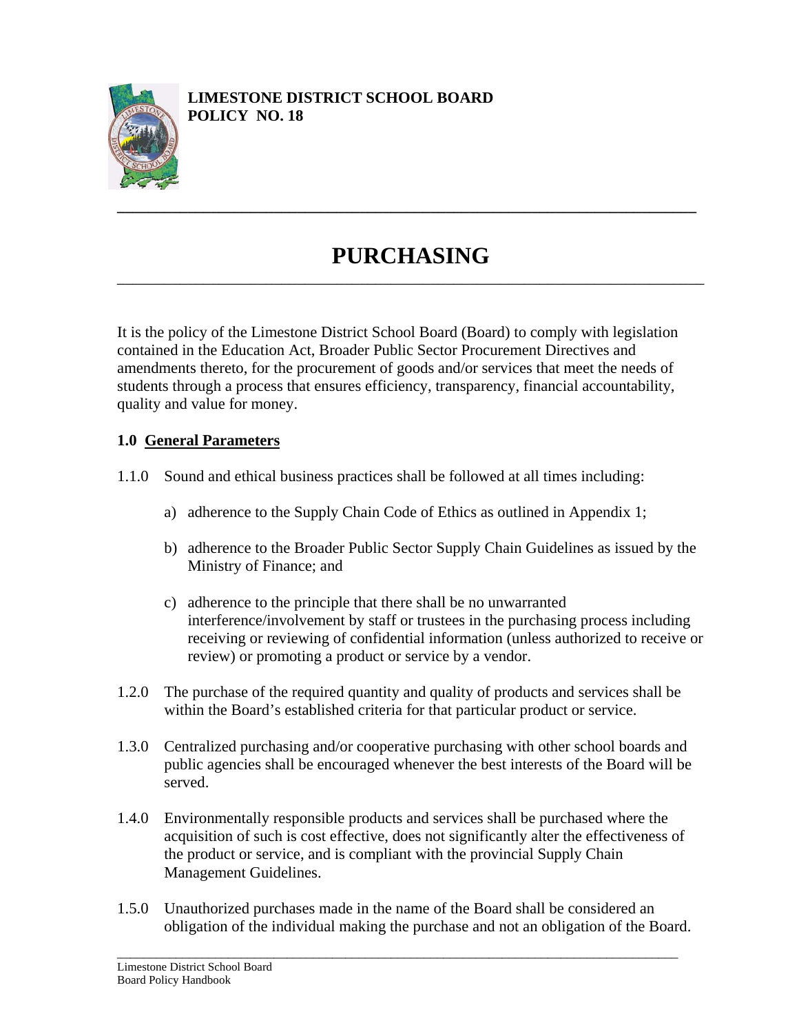**LIMESTONE DISTRICT SCHOOL BOARD**
**POLICY NO. 18**

# PURCHASING

It is the policy of the Limestone District School Board (Board) to comply with legislation contained in the Education Act, Broader Public Sector Procurement Directives and amendments thereto, for the procurement of goods and/or services that meet the needs of students through a process that ensures efficiency, transparency, financial accountability, quality and value for money.

## 1.0 General Parameters

1.1.0 Sound and ethical business practices shall be followed at all times including:

a) adherence to the Supply Chain Code of Ethics as outlined in Appendix 1;

b) adherence to the Broader Public Sector Supply Chain Guidelines as issued by the Ministry of Finance; and

c) adherence to the principle that there shall be no unwarranted interference/involvement by staff or trustees in the purchasing process including receiving or reviewing of confidential information (unless authorized to receive or review) or promoting a product or service by a vendor.

1.2.0 The purchase of the required quantity and quality of products and services shall be within the Board's established criteria for that particular product or service.

1.3.0 Centralized purchasing and/or cooperative purchasing with other school boards and public agencies shall be encouraged whenever the best interests of the Board will be served.

1.4.0 Environmentally responsible products and services shall be purchased where the acquisition of such is cost effective, does not significantly alter the effectiveness of the product or service, and is compliant with the provincial Supply Chain Management Guidelines.

1.5.0 Unauthorized purchases made in the name of the Board shall be considered an obligation of the individual making the purchase and not an obligation of the Board.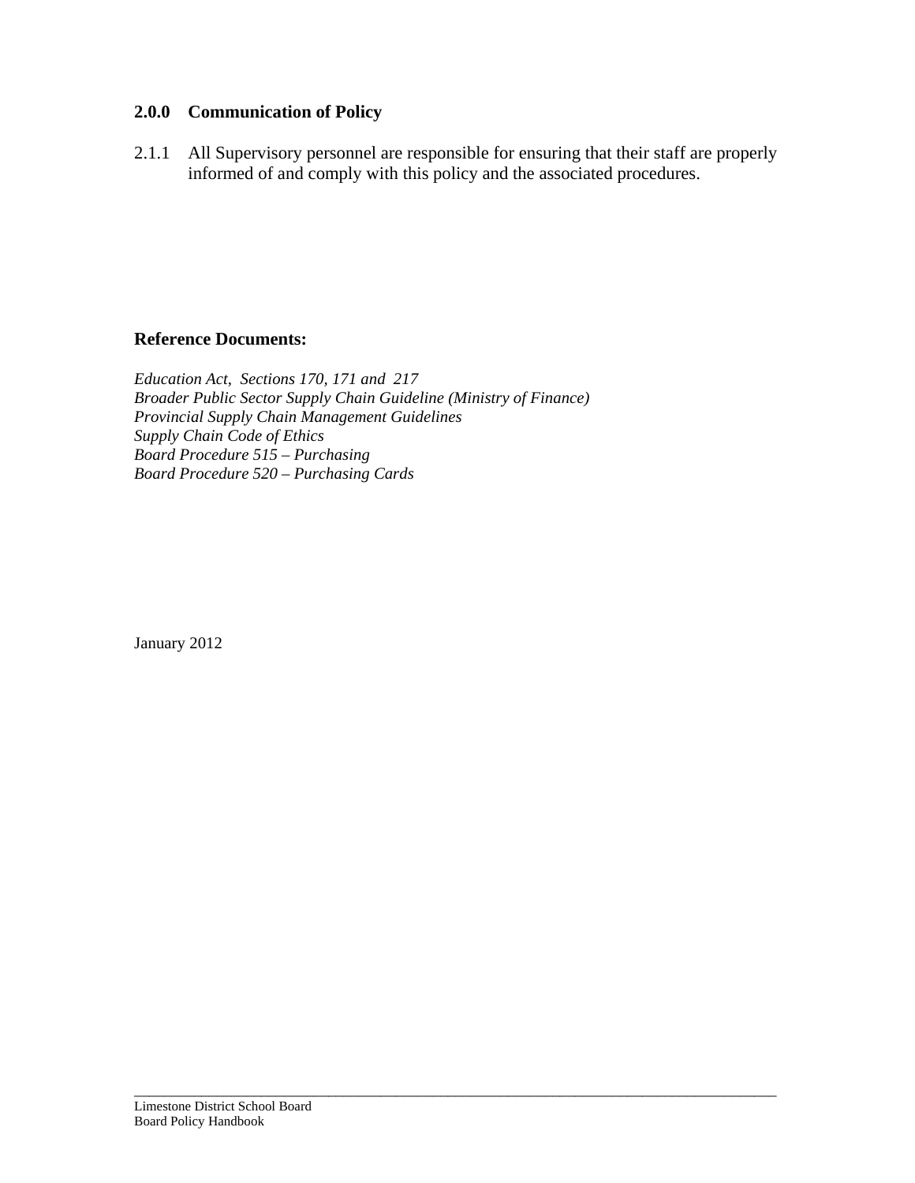## 2.0.0 Communication of Policy

2.1.1 All Supervisory personnel are responsible for ensuring that their staff are properly informed of and comply with this policy and the associated procedures.

**Reference Documents:**

*Education Act, Sections 170, 171 and 217*
*Broader Public Sector Supply Chain Guideline (Ministry of Finance)*
*Provincial Supply Chain Management Guidelines*
*Supply Chain Code of Ethics*
*Board Procedure 515 – Purchasing*
*Board Procedure 520 – Purchasing Cards*

January 2012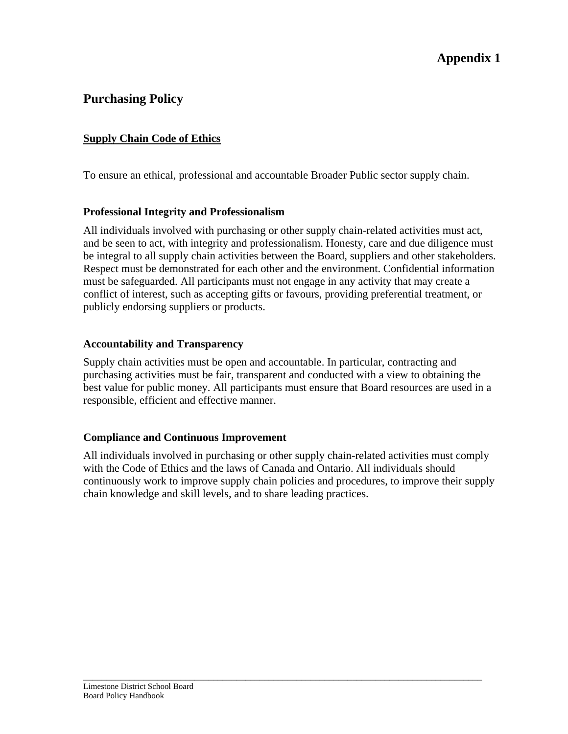**Appendix 1**

## Purchasing Policy

### Supply Chain Code of Ethics

To ensure an ethical, professional and accountable Broader Public sector supply chain.

#### Professional Integrity and Professionalism

All individuals involved with purchasing or other supply chain-related activities must act, and be seen to act, with integrity and professionalism. Honesty, care and due diligence must be integral to all supply chain activities between the Board, suppliers and other stakeholders. Respect must be demonstrated for each other and the environment. Confidential information must be safeguarded. All participants must not engage in any activity that may create a conflict of interest, such as accepting gifts or favours, providing preferential treatment, or publicly endorsing suppliers or products.

#### Accountability and Transparency

Supply chain activities must be open and accountable. In particular, contracting and purchasing activities must be fair, transparent and conducted with a view to obtaining the best value for public money. All participants must ensure that Board resources are used in a responsible, efficient and effective manner.

#### Compliance and Continuous Improvement

All individuals involved in purchasing or other supply chain-related activities must comply with the Code of Ethics and the laws of Canada and Ontario. All individuals should continuously work to improve supply chain policies and procedures, to improve their supply chain knowledge and skill levels, and to share leading practices.